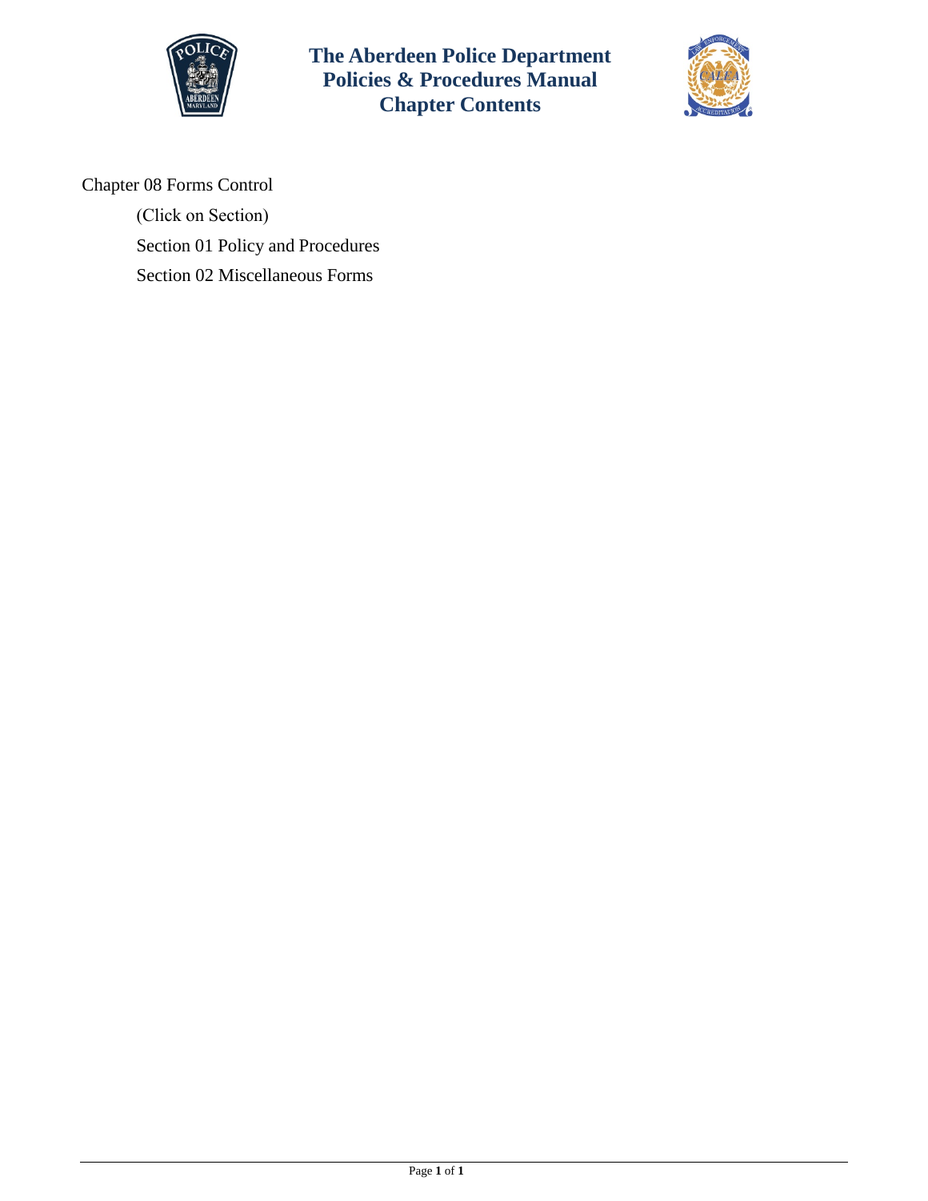# The Aberdeen Police Department Policies & Procedures Manual Chapter Contents

Chapter 08 Forms Control

(Click on Section)

Section 01 Policy and Procedures

Section 02 Miscellaneous Forms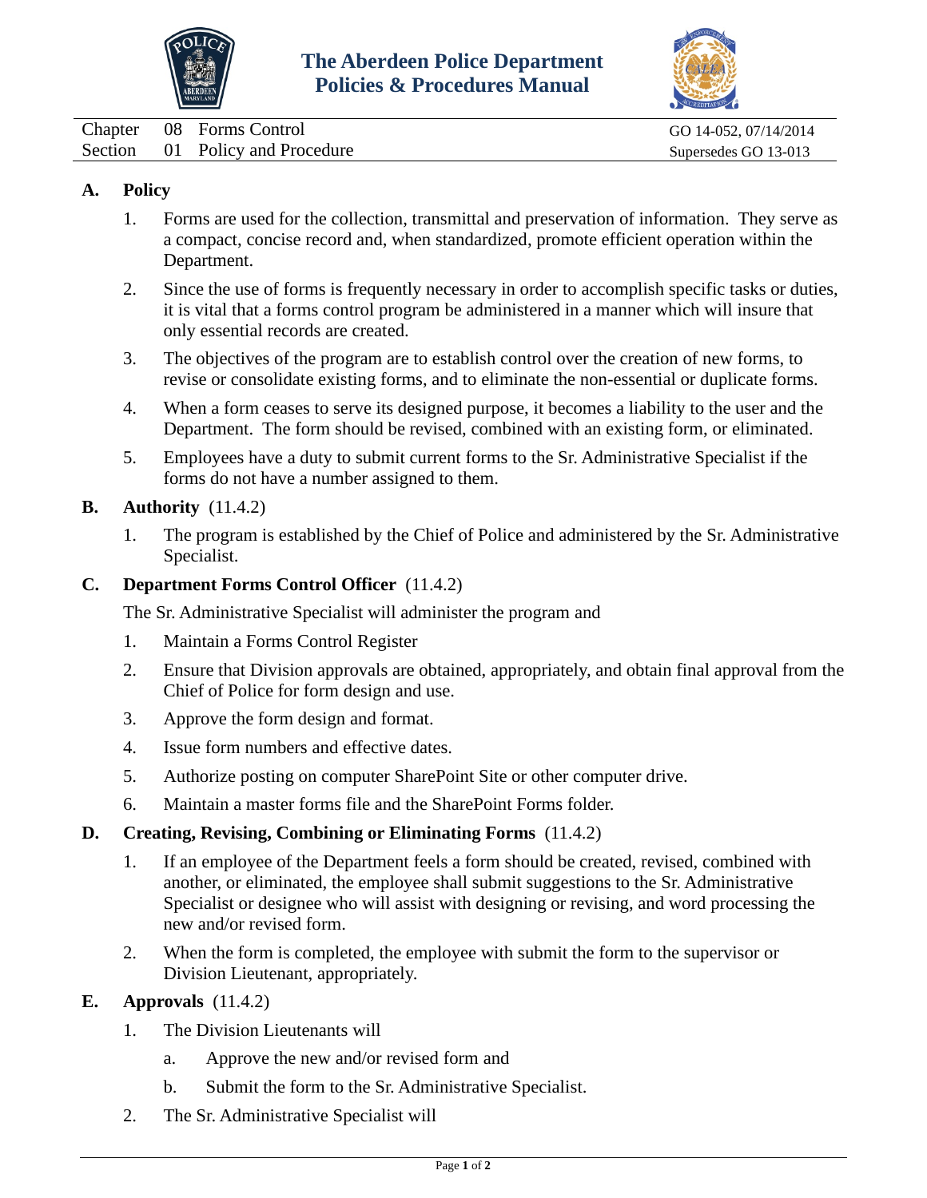# The Aberdeen Police Department
## Policies & Procedures Manual

| | | | |
|---|---|---|---|
| Chapter | 08 | Forms Control | GO 14-052, 07/14/2014 |
| Section | 01 | Policy and Procedure | Supersedes GO 13-013 |

**A. Policy**

1. Forms are used for the collection, transmittal and preservation of information. They serve as a compact, concise record and, when standardized, promote efficient operation within the Department.

2. Since the use of forms is frequently necessary in order to accomplish specific tasks or duties, it is vital that a forms control program be administered in a manner which will insure that only essential records are created.

3. The objectives of the program are to establish control over the creation of new forms, to revise or consolidate existing forms, and to eliminate the non-essential or duplicate forms.

4. When a form ceases to serve its designed purpose, it becomes a liability to the user and the Department. The form should be revised, combined with an existing form, or eliminated.

5. Employees have a duty to submit current forms to the Sr. Administrative Specialist if the forms do not have a number assigned to them.

**B. Authority** (11.4.2)

1. The program is established by the Chief of Police and administered by the Sr. Administrative Specialist.

**C. Department Forms Control Officer** (11.4.2)

The Sr. Administrative Specialist will administer the program and

1. Maintain a Forms Control Register

2. Ensure that Division approvals are obtained, appropriately, and obtain final approval from the Chief of Police for form design and use.

3. Approve the form design and format.

4. Issue form numbers and effective dates.

5. Authorize posting on computer SharePoint Site or other computer drive.

6. Maintain a master forms file and the SharePoint Forms folder.

**D. Creating, Revising, Combining or Eliminating Forms** (11.4.2)

1. If an employee of the Department feels a form should be created, revised, combined with another, or eliminated, the employee shall submit suggestions to the Sr. Administrative Specialist or designee who will assist with designing or revising, and word processing the new and/or revised form.

2. When the form is completed, the employee with submit the form to the supervisor or Division Lieutenant, appropriately.

**E. Approvals** (11.4.2)

1. The Division Lieutenants will

   a. Approve the new and/or revised form and

   b. Submit the form to the Sr. Administrative Specialist.

2. The Sr. Administrative Specialist will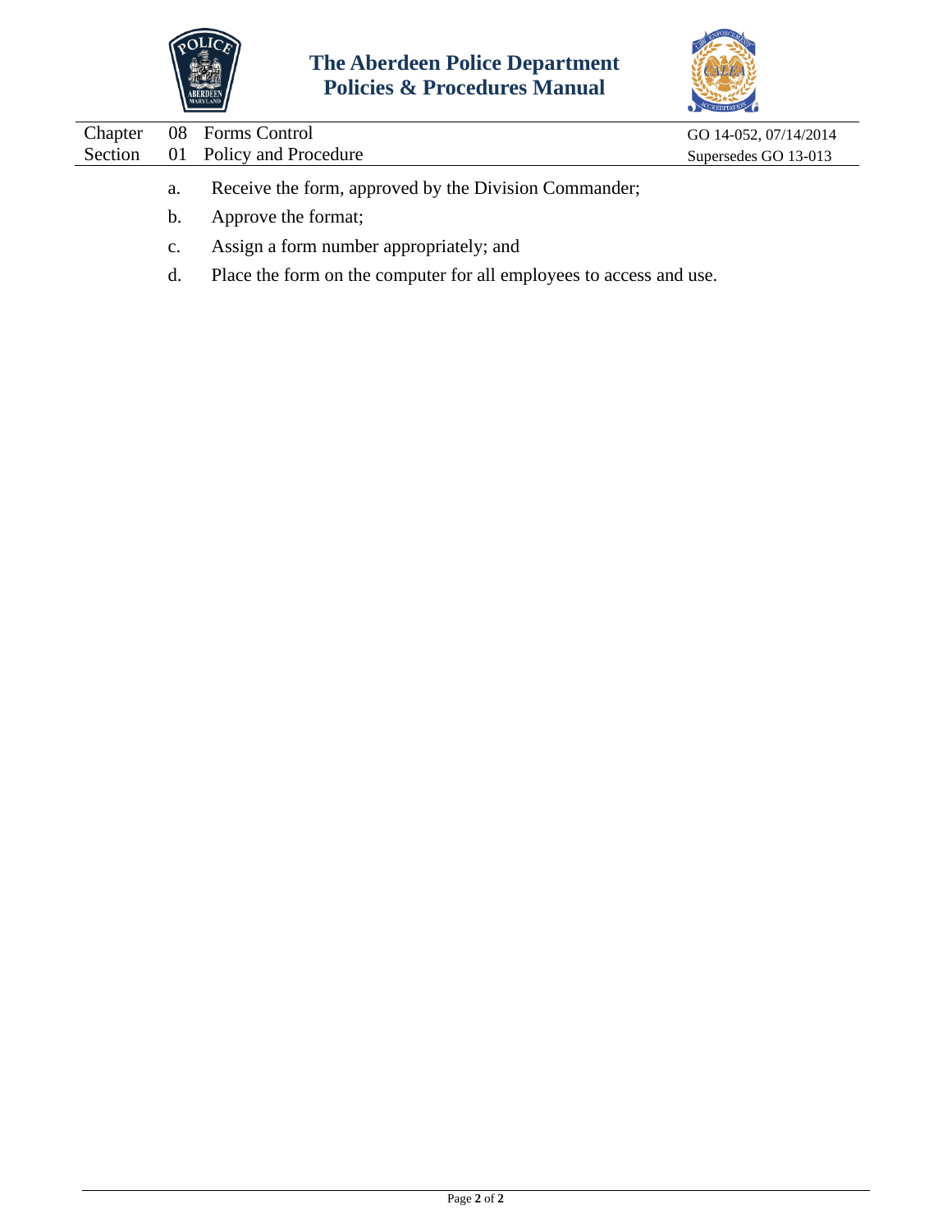a. Receive the form, approved by the Division Commander;

b. Approve the format;

c. Assign a form number appropriately; and

d. Place the form on the computer for all employees to access and use.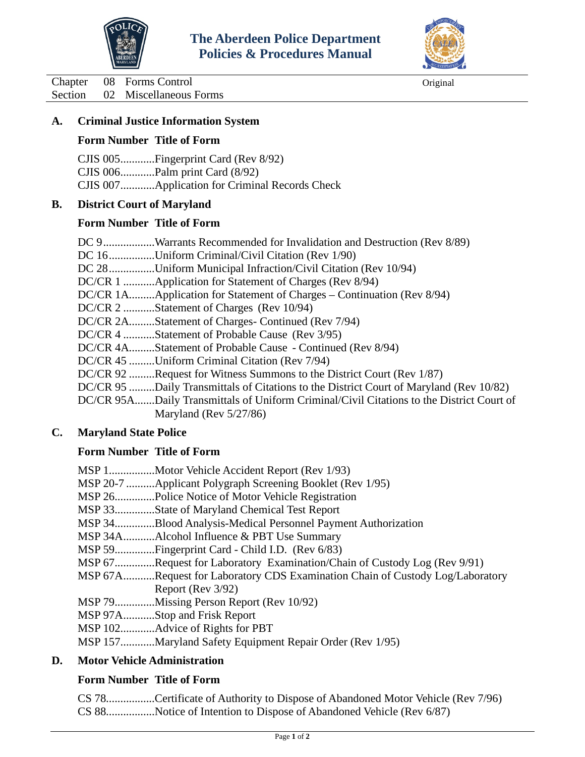Chapter 08 Forms Control
Section 02 Miscellaneous Forms

Original

## A. Criminal Justice Information System

**Form Number Title of Form**

CJIS 005............Fingerprint Card (Rev 8/92)
CJIS 006............Palm print Card (8/92)
CJIS 007............Application for Criminal Records Check

## B. District Court of Maryland

**Form Number Title of Form**

DC 9..................Warrants Recommended for Invalidation and Destruction (Rev 8/89)
DC 16................Uniform Criminal/Civil Citation (Rev 1/90)
DC 28................Uniform Municipal Infraction/Civil Citation (Rev 10/94)
DC/CR 1 ...........Application for Statement of Charges (Rev 8/94)
DC/CR 1A.........Application for Statement of Charges – Continuation (Rev 8/94)
DC/CR 2 ...........Statement of Charges (Rev 10/94)
DC/CR 2A.........Statement of Charges- Continued (Rev 7/94)
DC/CR 4 ...........Statement of Probable Cause (Rev 3/95)
DC/CR 4A.........Statement of Probable Cause - Continued (Rev 8/94)
DC/CR 45 .........Uniform Criminal Citation (Rev 7/94)
DC/CR 92 .........Request for Witness Summons to the District Court (Rev 1/87)
DC/CR 95 .........Daily Transmittals of Citations to the District Court of Maryland (Rev 10/82)
DC/CR 95A.......Daily Transmittals of Uniform Criminal/Civil Citations to the District Court of Maryland (Rev 5/27/86)

## C. Maryland State Police

**Form Number Title of Form**

MSP 1................Motor Vehicle Accident Report (Rev 1/93)
MSP 20-7 ..........Applicant Polygraph Screening Booklet (Rev 1/95)
MSP 26..............Police Notice of Motor Vehicle Registration
MSP 33..............State of Maryland Chemical Test Report
MSP 34..............Blood Analysis-Medical Personnel Payment Authorization
MSP 34A...........Alcohol Influence & PBT Use Summary
MSP 59..............Fingerprint Card - Child I.D. (Rev 6/83)
MSP 67..............Request for Laboratory Examination/Chain of Custody Log (Rev 9/91)
MSP 67A...........Request for Laboratory CDS Examination Chain of Custody Log/Laboratory Report (Rev 3/92)
MSP 79..............Missing Person Report (Rev 10/92)
MSP 97A...........Stop and Frisk Report
MSP 102............Advice of Rights for PBT
MSP 157............Maryland Safety Equipment Repair Order (Rev 1/95)

## D. Motor Vehicle Administration

**Form Number Title of Form**

CS 78.................Certificate of Authority to Dispose of Abandoned Motor Vehicle (Rev 7/96)
CS 88.................Notice of Intention to Dispose of Abandoned Vehicle (Rev 6/87)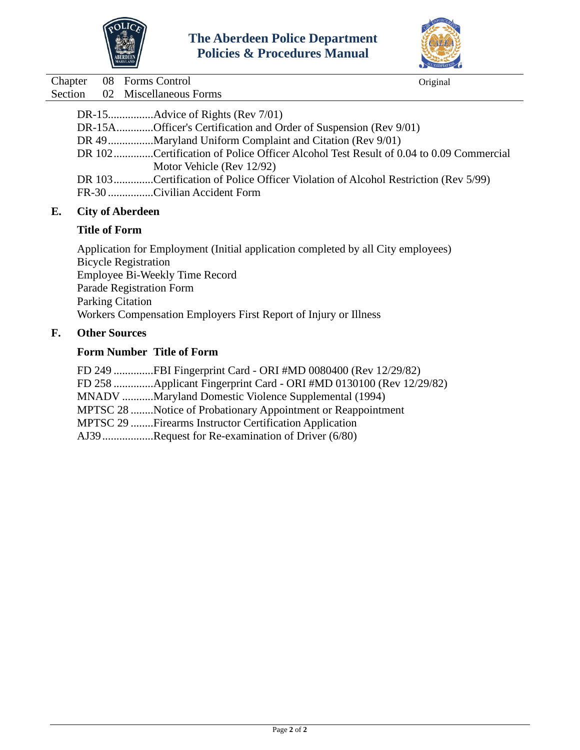DR-15................Advice of Rights (Rev 7/01)
DR-15A.............Officer's Certification and Order of Suspension (Rev 9/01)
DR 49................Maryland Uniform Complaint and Citation (Rev 9/01)
DR 102.............Certification of Police Officer Alcohol Test Result of 0.04 to 0.09 Commercial Motor Vehicle (Rev 12/92)
DR 103.............Certification of Police Officer Violation of Alcohol Restriction (Rev 5/99)
FR-30 ................Civilian Accident Form

**E. City of Aberdeen**

**Title of Form**

Application for Employment (Initial application completed by all City employees)
Bicycle Registration
Employee Bi-Weekly Time Record
Parade Registration Form
Parking Citation
Workers Compensation Employers First Report of Injury or Illness

**F. Other Sources**

**Form Number Title of Form**

FD 249 ..............FBI Fingerprint Card - ORI #MD 0080400 (Rev 12/29/82)
FD 258 ..............Applicant Fingerprint Card - ORI #MD 0130100 (Rev 12/29/82)
MNADV ...........Maryland Domestic Violence Supplemental (1994)
MPTSC 28 ........Notice of Probationary Appointment or Reappointment
MPTSC 29 ........Firearms Instructor Certification Application
AJ39..................Request for Re-examination of Driver (6/80)